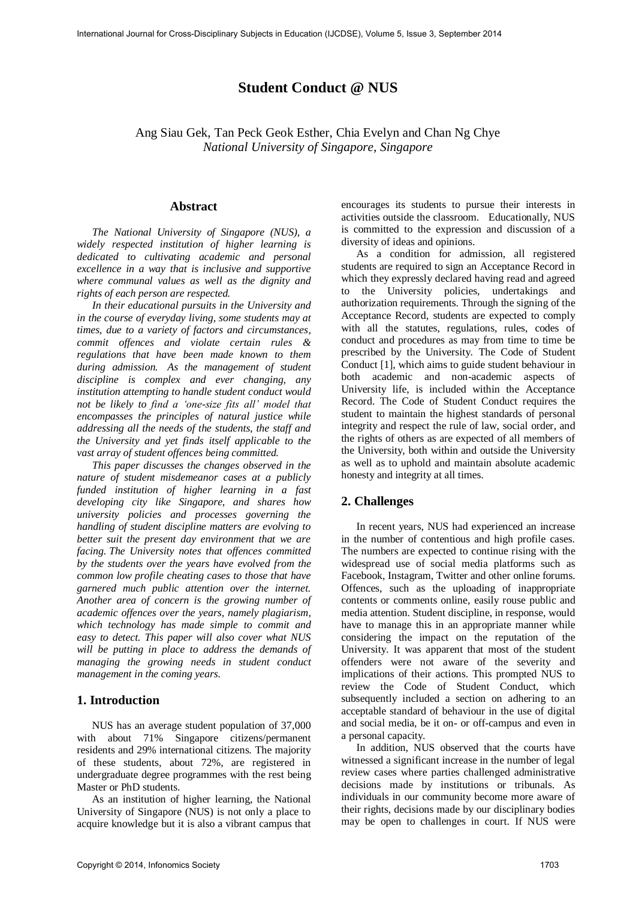# Student Conduct @ NUS

Ang Siau Gek, Tan Peck Geok Esther, Chia Evelyn and Chan Ng Chye
*National University of Singapore, Singapore*

## Abstract

*The National University of Singapore (NUS), a widely respected institution of higher learning is dedicated to cultivating academic and personal excellence in a way that is inclusive and supportive where communal values as well as the dignity and rights of each person are respected.*

*In their educational pursuits in the University and in the course of everyday living, some students may at times, due to a variety of factors and circumstances, commit offences and violate certain rules & regulations that have been made known to them during admission. As the management of student discipline is complex and ever changing, any institution attempting to handle student conduct would not be likely to find a 'one-size fits all' model that encompasses the principles of natural justice while addressing all the needs of the students, the staff and the University and yet finds itself applicable to the vast array of student offences being committed.*

*This paper discusses the changes observed in the nature of student misdemeanor cases at a publicly funded institution of higher learning in a fast developing city like Singapore, and shares how university policies and processes governing the handling of student discipline matters are evolving to better suit the present day environment that we are facing. The University notes that offences committed by the students over the years have evolved from the common low profile cheating cases to those that have garnered much public attention over the internet. Another area of concern is the growing number of academic offences over the years, namely plagiarism, which technology has made simple to commit and easy to detect. This paper will also cover what NUS will be putting in place to address the demands of managing the growing needs in student conduct management in the coming years.*

## 1. Introduction

NUS has an average student population of 37,000 with about 71% Singapore citizens/permanent residents and 29% international citizens. The majority of these students, about 72%, are registered in undergraduate degree programmes with the rest being Master or PhD students.

As an institution of higher learning, the National University of Singapore (NUS) is not only a place to acquire knowledge but it is also a vibrant campus that encourages its students to pursue their interests in activities outside the classroom. Educationally, NUS is committed to the expression and discussion of a diversity of ideas and opinions.

As a condition for admission, all registered students are required to sign an Acceptance Record in which they expressly declared having read and agreed to the University policies, undertakings and authorization requirements. Through the signing of the Acceptance Record, students are expected to comply with all the statutes, regulations, rules, codes of conduct and procedures as may from time to time be prescribed by the University. The Code of Student Conduct [1], which aims to guide student behaviour in both academic and non-academic aspects of University life, is included within the Acceptance Record. The Code of Student Conduct requires the student to maintain the highest standards of personal integrity and respect the rule of law, social order, and the rights of others as are expected of all members of the University, both within and outside the University as well as to uphold and maintain absolute academic honesty and integrity at all times.

## 2. Challenges

In recent years, NUS had experienced an increase in the number of contentious and high profile cases. The numbers are expected to continue rising with the widespread use of social media platforms such as Facebook, Instagram, Twitter and other online forums. Offences, such as the uploading of inappropriate contents or comments online, easily rouse public and media attention. Student discipline, in response, would have to manage this in an appropriate manner while considering the impact on the reputation of the University. It was apparent that most of the student offenders were not aware of the severity and implications of their actions. This prompted NUS to review the Code of Student Conduct, which subsequently included a section on adhering to an acceptable standard of behaviour in the use of digital and social media, be it on- or off-campus and even in a personal capacity.

In addition, NUS observed that the courts have witnessed a significant increase in the number of legal review cases where parties challenged administrative decisions made by institutions or tribunals. As individuals in our community become more aware of their rights, decisions made by our disciplinary bodies may be open to challenges in court. If NUS were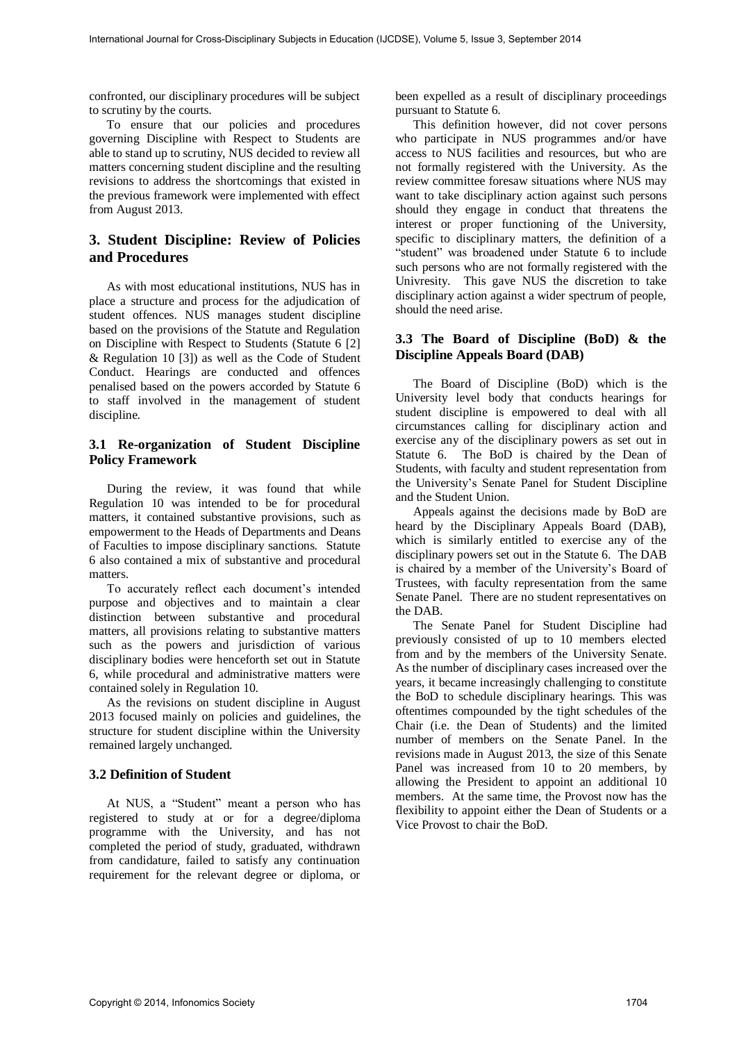confronted, our disciplinary procedures will be subject to scrutiny by the courts.

To ensure that our policies and procedures governing Discipline with Respect to Students are able to stand up to scrutiny, NUS decided to review all matters concerning student discipline and the resulting revisions to address the shortcomings that existed in the previous framework were implemented with effect from August 2013.

## 3. Student Discipline: Review of Policies and Procedures

As with most educational institutions, NUS has in place a structure and process for the adjudication of student offences. NUS manages student discipline based on the provisions of the Statute and Regulation on Discipline with Respect to Students (Statute 6 [2] & Regulation 10 [3]) as well as the Code of Student Conduct. Hearings are conducted and offences penalised based on the powers accorded by Statute 6 to staff involved in the management of student discipline.

### 3.1 Re-organization of Student Discipline Policy Framework

During the review, it was found that while Regulation 10 was intended to be for procedural matters, it contained substantive provisions, such as empowerment to the Heads of Departments and Deans of Faculties to impose disciplinary sanctions. Statute 6 also contained a mix of substantive and procedural matters.

To accurately reflect each document's intended purpose and objectives and to maintain a clear distinction between substantive and procedural matters, all provisions relating to substantive matters such as the powers and jurisdiction of various disciplinary bodies were henceforth set out in Statute 6, while procedural and administrative matters were contained solely in Regulation 10.

As the revisions on student discipline in August 2013 focused mainly on policies and guidelines, the structure for student discipline within the University remained largely unchanged.

### 3.2 Definition of Student

At NUS, a "Student" meant a person who has registered to study at or for a degree/diploma programme with the University, and has not completed the period of study, graduated, withdrawn from candidature, failed to satisfy any continuation requirement for the relevant degree or diploma, or been expelled as a result of disciplinary proceedings pursuant to Statute 6.

This definition however, did not cover persons who participate in NUS programmes and/or have access to NUS facilities and resources, but who are not formally registered with the University. As the review committee foresaw situations where NUS may want to take disciplinary action against such persons should they engage in conduct that threatens the interest or proper functioning of the University, specific to disciplinary matters, the definition of a "student" was broadened under Statute 6 to include such persons who are not formally registered with the Univresity. This gave NUS the discretion to take disciplinary action against a wider spectrum of people, should the need arise.

### 3.3 The Board of Discipline (BoD) & the Discipline Appeals Board (DAB)

The Board of Discipline (BoD) which is the University level body that conducts hearings for student discipline is empowered to deal with all circumstances calling for disciplinary action and exercise any of the disciplinary powers as set out in Statute 6. The BoD is chaired by the Dean of Students, with faculty and student representation from the University's Senate Panel for Student Discipline and the Student Union.

Appeals against the decisions made by BoD are heard by the Disciplinary Appeals Board (DAB), which is similarly entitled to exercise any of the disciplinary powers set out in the Statute 6. The DAB is chaired by a member of the University's Board of Trustees, with faculty representation from the same Senate Panel. There are no student representatives on the DAB.

The Senate Panel for Student Discipline had previously consisted of up to 10 members elected from and by the members of the University Senate. As the number of disciplinary cases increased over the years, it became increasingly challenging to constitute the BoD to schedule disciplinary hearings. This was oftentimes compounded by the tight schedules of the Chair (i.e. the Dean of Students) and the limited number of members on the Senate Panel. In the revisions made in August 2013, the size of this Senate Panel was increased from 10 to 20 members, by allowing the President to appoint an additional 10 members. At the same time, the Provost now has the flexibility to appoint either the Dean of Students or a Vice Provost to chair the BoD.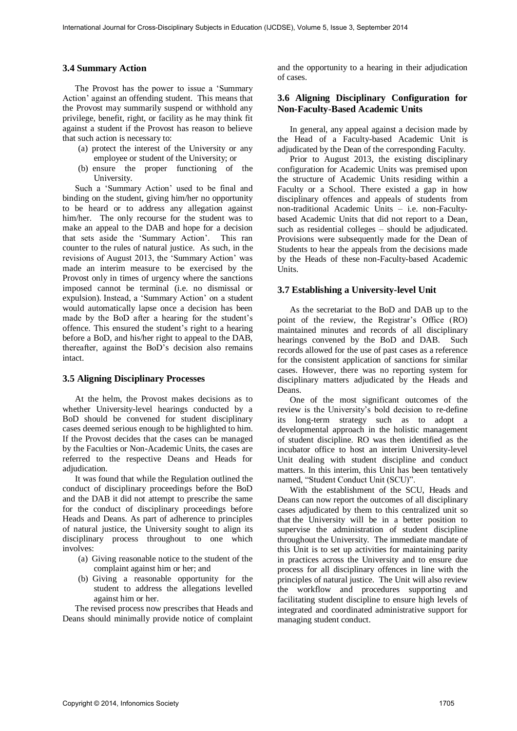### 3.4 Summary Action

The Provost has the power to issue a 'Summary Action' against an offending student. This means that the Provost may summarily suspend or withhold any privilege, benefit, right, or facility as he may think fit against a student if the Provost has reason to believe that such action is necessary to:

(a) protect the interest of the University or any employee or student of the University; or
(b) ensure the proper functioning of the University.

Such a 'Summary Action' used to be final and binding on the student, giving him/her no opportunity to be heard or to address any allegation against him/her. The only recourse for the student was to make an appeal to the DAB and hope for a decision that sets aside the 'Summary Action'. This ran counter to the rules of natural justice. As such, in the revisions of August 2013, the 'Summary Action' was made an interim measure to be exercised by the Provost only in times of urgency where the sanctions imposed cannot be terminal (i.e. no dismissal or expulsion). Instead, a 'Summary Action' on a student would automatically lapse once a decision has been made by the BoD after a hearing for the student's offence. This ensured the student's right to a hearing before a BoD, and his/her right to appeal to the DAB, thereafter, against the BoD's decision also remains intact.

### 3.5 Aligning Disciplinary Processes

At the helm, the Provost makes decisions as to whether University-level hearings conducted by a BoD should be convened for student disciplinary cases deemed serious enough to be highlighted to him. If the Provost decides that the cases can be managed by the Faculties or Non-Academic Units, the cases are referred to the respective Deans and Heads for adjudication.

It was found that while the Regulation outlined the conduct of disciplinary proceedings before the BoD and the DAB it did not attempt to prescribe the same for the conduct of disciplinary proceedings before Heads and Deans. As part of adherence to principles of natural justice, the University sought to align its disciplinary process throughout to one which involves:

(a) Giving reasonable notice to the student of the complaint against him or her; and
(b) Giving a reasonable opportunity for the student to address the allegations levelled against him or her.

The revised process now prescribes that Heads and Deans should minimally provide notice of complaint and the opportunity to a hearing in their adjudication of cases.

### 3.6 Aligning Disciplinary Configuration for Non-Faculty-Based Academic Units

In general, any appeal against a decision made by the Head of a Faculty-based Academic Unit is adjudicated by the Dean of the corresponding Faculty.

Prior to August 2013, the existing disciplinary configuration for Academic Units was premised upon the structure of Academic Units residing within a Faculty or a School. There existed a gap in how disciplinary offences and appeals of students from non-traditional Academic Units – i.e. non-Faculty-based Academic Units that did not report to a Dean, such as residential colleges – should be adjudicated. Provisions were subsequently made for the Dean of Students to hear the appeals from the decisions made by the Heads of these non-Faculty-based Academic Units.

### 3.7 Establishing a University-level Unit

As the secretariat to the BoD and DAB up to the point of the review, the Registrar's Office (RO) maintained minutes and records of all disciplinary hearings convened by the BoD and DAB. Such records allowed for the use of past cases as a reference for the consistent application of sanctions for similar cases. However, there was no reporting system for disciplinary matters adjudicated by the Heads and Deans.

One of the most significant outcomes of the review is the University's bold decision to re-define its long-term strategy such as to adopt a developmental approach in the holistic management of student discipline. RO was then identified as the incubator office to host an interim University-level Unit dealing with student discipline and conduct matters. In this interim, this Unit has been tentatively named, "Student Conduct Unit (SCU)".

With the establishment of the SCU, Heads and Deans can now report the outcomes of all disciplinary cases adjudicated by them to this centralized unit so that the University will be in a better position to supervise the administration of student discipline throughout the University. The immediate mandate of this Unit is to set up activities for maintaining parity in practices across the University and to ensure due process for all disciplinary offences in line with the principles of natural justice. The Unit will also review the workflow and procedures supporting and facilitating student discipline to ensure high levels of integrated and coordinated administrative support for managing student conduct.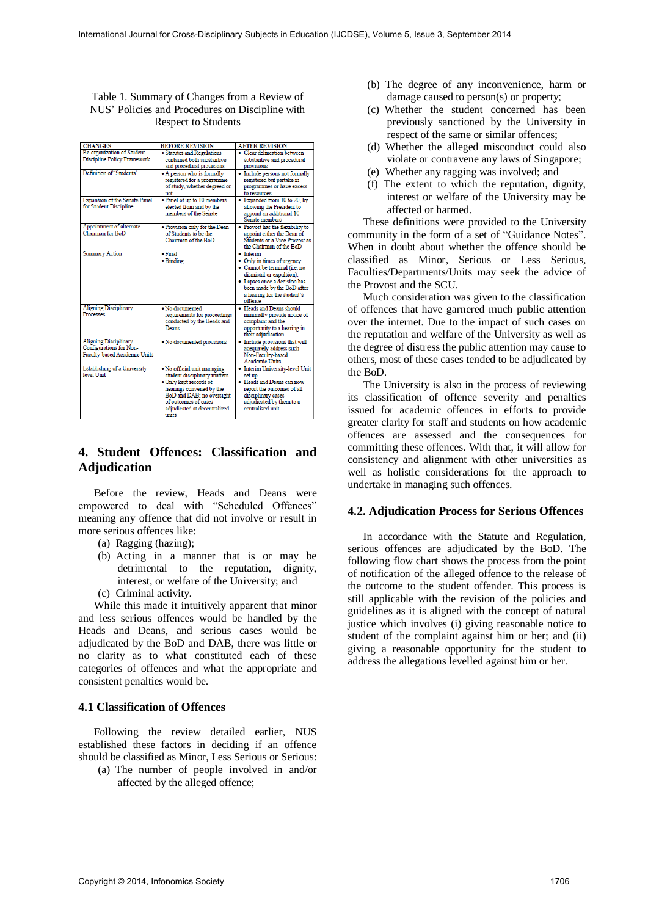Table 1. Summary of Changes from a Review of NUS' Policies and Procedures on Discipline with Respect to Students

| CHANGES | BEFORE REVISION | AFTER REVISION |
|---|---|---|
| Re-organization of Student Discipline Policy Framework | • Statutes and Regulations contained both substantive and procedural provisions | • Clear delineation between substantive and procedural provisions |
| Definition of 'Students' | • A person who is formally registered for a programme of study, whether degreed or not | • Include persons not formally registered but partake in programmes or have excess to resources |
| Expansion of the Senate Panel for Student Discipline | • Panel of up to 10 members elected from and by the members of the Senate | • Expanded from 10 to 20, by allowing the President to appoint an additional 10 Senate members |
| Appointment of alternate Chairman for BoD | • Provision only for the Dean of Students to be the Chairman of the BoD | • Provost has the flexibility to appoint either the Dean of Students or a Vice Provost as the Chairman of the BoD |
| Summary Action | • Final<br>• Binding | • Interim<br>• Only in times of urgency<br>• Cannot be terminal (i.e. no dismissal or expulsion).<br>• Lapses once a decision has been made by the BoD after a hearing for the student's offence |
| Aligning Disciplinary Processes | • No documented requirements for proceedings conducted by the Heads and Deans | • Heads and Deans should minimally provide notice of complaint and the opportunity to a hearing in their adjudication |
| Aligning Disciplinary Configurations for Non-Faculty-based Academic Units | • No documented provisions | • Include provisions that will adequately address such Non-Faculty-based Academic Units |
| Establishing of a University-level Unit | • No official unit managing student disciplinary matters<br>• Only kept records of hearings convened by the BoD and DAB; no oversight of outcomes of cases adjudicated at decentralized units | • Interim University-level Unit set up<br>• Heads and Deans can now report the outcomes of all disciplinary cases adjudicated by them to a centralized unit |

## 4. Student Offences: Classification and Adjudication

Before the review, Heads and Deans were empowered to deal with "Scheduled Offences" meaning any offence that did not involve or result in more serious offences like:

(a) Ragging (hazing);
(b) Acting in a manner that is or may be detrimental to the reputation, dignity, interest, or welfare of the University; and
(c) Criminal activity.

While this made it intuitively apparent that minor and less serious offences would be handled by the Heads and Deans, and serious cases would be adjudicated by the BoD and DAB, there was little or no clarity as to what constituted each of these categories of offences and what the appropriate and consistent penalties would be.

### 4.1 Classification of Offences

Following the review detailed earlier, NUS established these factors in deciding if an offence should be classified as Minor, Less Serious or Serious:

(a) The number of people involved in and/or affected by the alleged offence;
(b) The degree of any inconvenience, harm or damage caused to person(s) or property;
(c) Whether the student concerned has been previously sanctioned by the University in respect of the same or similar offences;
(d) Whether the alleged misconduct could also violate or contravene any laws of Singapore;
(e) Whether any ragging was involved; and
(f) The extent to which the reputation, dignity, interest or welfare of the University may be affected or harmed.

These definitions were provided to the University community in the form of a set of "Guidance Notes". When in doubt about whether the offence should be classified as Minor, Serious or Less Serious, Faculties/Departments/Units may seek the advice of the Provost and the SCU.

Much consideration was given to the classification of offences that have garnered much public attention over the internet. Due to the impact of such cases on the reputation and welfare of the University as well as the degree of distress the public attention may cause to others, most of these cases tended to be adjudicated by the BoD.

The University is also in the process of reviewing its classification of offence severity and penalties issued for academic offences in efforts to provide greater clarity for staff and students on how academic offences are assessed and the consequences for committing these offences. With that, it will allow for consistency and alignment with other universities as well as holistic considerations for the approach to undertake in managing such offences.

### 4.2. Adjudication Process for Serious Offences

In accordance with the Statute and Regulation, serious offences are adjudicated by the BoD. The following flow chart shows the process from the point of notification of the alleged offence to the release of the outcome to the student offender. This process is still applicable with the revision of the policies and guidelines as it is aligned with the concept of natural justice which involves (i) giving reasonable notice to student of the complaint against him or her; and (ii) giving a reasonable opportunity for the student to address the allegations levelled against him or her.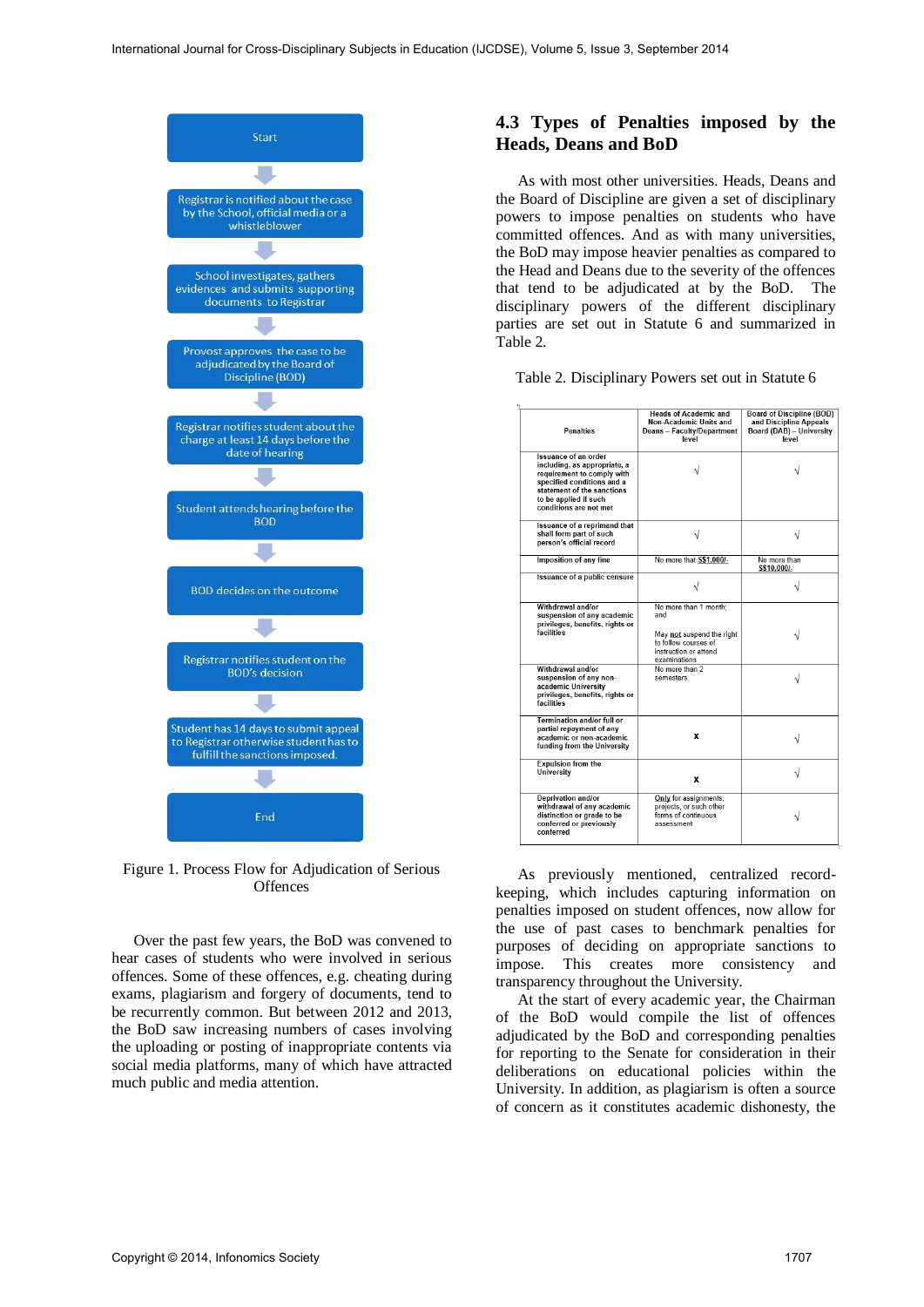Start

Registrar is notified about the case by the School, official media or a whistleblower

School investigates, gathers evidences and submits supporting documents to Registrar

Provost approves the case to be adjudicated by the Board of Discipline (BOD)

Registrar notifies student about the charge at least 14 days before the date of hearing

Student attends hearing before the BOD

BOD decides on the outcome

Registrar notifies student on the BOD's decision

Student has 14 days to submit appeal to Registrar otherwise student has to fulfill the sanctions imposed.

End

Figure 1. Process Flow for Adjudication of Serious Offences

Over the past few years, the BoD was convened to hear cases of students who were involved in serious offences. Some of these offences, e.g. cheating during exams, plagiarism and forgery of documents, tend to be recurrently common. But between 2012 and 2013, the BoD saw increasing numbers of cases involving the uploading or posting of inappropriate contents via social media platforms, many of which have attracted much public and media attention.

## 4.3 Types of Penalties imposed by the Heads, Deans and BoD

As with most other universities. Heads, Deans and the Board of Discipline are given a set of disciplinary powers to impose penalties on students who have committed offences. And as with many universities, the BoD may impose heavier penalties as compared to the Head and Deans due to the severity of the offences that tend to be adjudicated at by the BoD. The disciplinary powers of the different disciplinary parties are set out in Statute 6 and summarized in Table 2.

Table 2. Disciplinary Powers set out in Statute 6

| Penalties | Heads of Academic and Non-Academic Units and Deans – Faculty/Department level | Board of Discipline (BOD) and Discipline Appeals Board (DAB) – University level |
|---|---|---|
| Issuance of an order including, as appropriate, a requirement to comply with specified conditions and a statement of the sanctions to be applied if such conditions are not met | √ | √ |
| Issuance of a reprimand that shall form part of such person's official record | √ | √ |
| Imposition of any fine | No more that S$1,000/- | No more than S$10,000/- |
| Issuance of a public censure | √ | √ |
| Withdrawal and/or suspension of any academic privileges, benefits, rights or facilities | No more than 1 month; and May not suspend the right to follow courses of instruction or attend examinations | √ |
| Withdrawal and/or suspension of any non-academic University privileges, benefits, rights or facilities | No more than 2 semesters | √ |
| Termination and/or full or partial repayment of any academic or non-academic funding from the University | x | √ |
| Expulsion from the University | x | √ |
| Deprivation and/or withdrawal of any academic distinction or grade to be conferred or previously conferred | Only for assignments, projects, or such other forms of continuous assessment | √ |

As previously mentioned, centralized record-keeping, which includes capturing information on penalties imposed on student offences, now allow for the use of past cases to benchmark penalties for purposes of deciding on appropriate sanctions to impose. This creates more consistency and transparency throughout the University.

At the start of every academic year, the Chairman of the BoD would compile the list of offences adjudicated by the BoD and corresponding penalties for reporting to the Senate for consideration in their deliberations on educational policies within the University. In addition, as plagiarism is often a source of concern as it constitutes academic dishonesty, the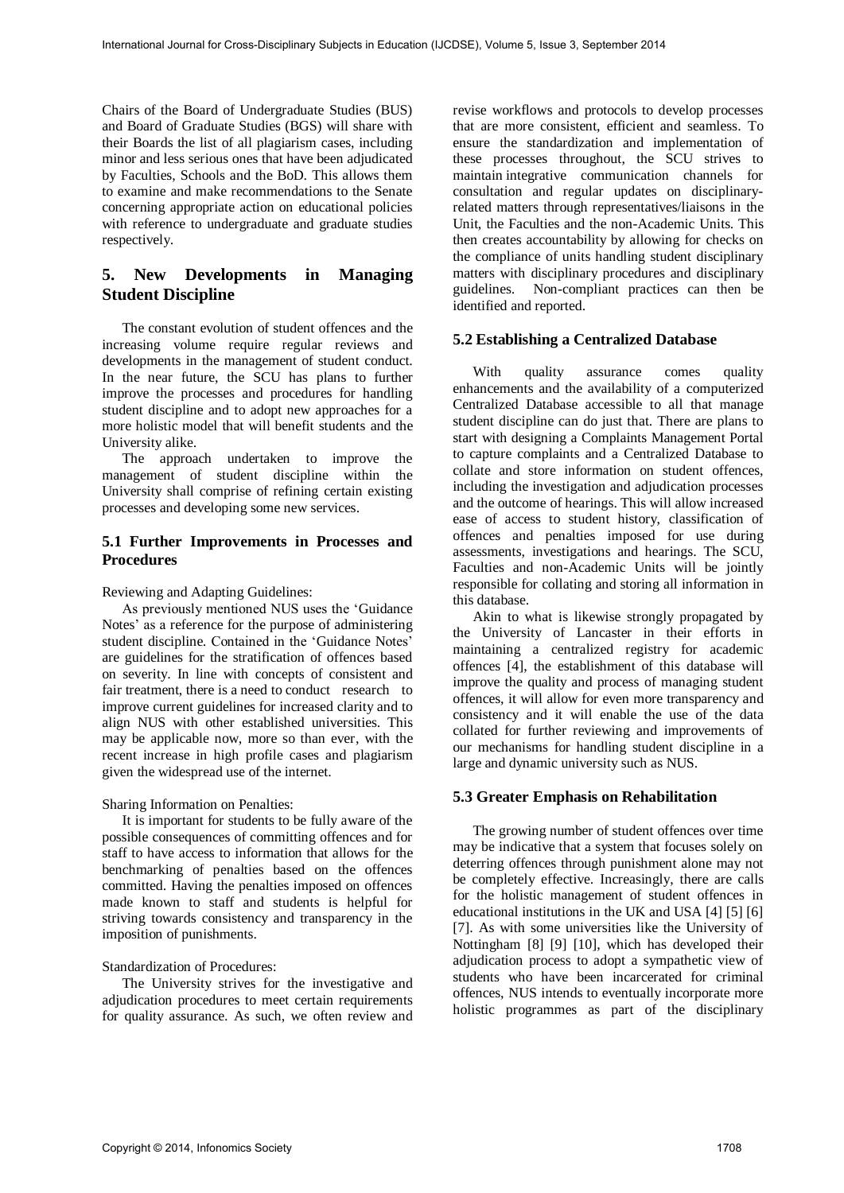Chairs of the Board of Undergraduate Studies (BUS) and Board of Graduate Studies (BGS) will share with their Boards the list of all plagiarism cases, including minor and less serious ones that have been adjudicated by Faculties, Schools and the BoD. This allows them to examine and make recommendations to the Senate concerning appropriate action on educational policies with reference to undergraduate and graduate studies respectively.

## 5. New Developments in Managing Student Discipline

The constant evolution of student offences and the increasing volume require regular reviews and developments in the management of student conduct. In the near future, the SCU has plans to further improve the processes and procedures for handling student discipline and to adopt new approaches for a more holistic model that will benefit students and the University alike.

The approach undertaken to improve the management of student discipline within the University shall comprise of refining certain existing processes and developing some new services.

### 5.1 Further Improvements in Processes and Procedures

Reviewing and Adapting Guidelines:

As previously mentioned NUS uses the 'Guidance Notes' as a reference for the purpose of administering student discipline. Contained in the 'Guidance Notes' are guidelines for the stratification of offences based on severity. In line with concepts of consistent and fair treatment, there is a need to conduct research to improve current guidelines for increased clarity and to align NUS with other established universities. This may be applicable now, more so than ever, with the recent increase in high profile cases and plagiarism given the widespread use of the internet.

Sharing Information on Penalties:

It is important for students to be fully aware of the possible consequences of committing offences and for staff to have access to information that allows for the benchmarking of penalties based on the offences committed. Having the penalties imposed on offences made known to staff and students is helpful for striving towards consistency and transparency in the imposition of punishments.

Standardization of Procedures:

The University strives for the investigative and adjudication procedures to meet certain requirements for quality assurance. As such, we often review and revise workflows and protocols to develop processes that are more consistent, efficient and seamless. To ensure the standardization and implementation of these processes throughout, the SCU strives to maintain integrative communication channels for consultation and regular updates on disciplinary-related matters through representatives/liaisons in the Unit, the Faculties and the non-Academic Units. This then creates accountability by allowing for checks on the compliance of units handling student disciplinary matters with disciplinary procedures and disciplinary guidelines. Non-compliant practices can then be identified and reported.

### 5.2 Establishing a Centralized Database

With quality assurance comes quality enhancements and the availability of a computerized Centralized Database accessible to all that manage student discipline can do just that. There are plans to start with designing a Complaints Management Portal to capture complaints and a Centralized Database to collate and store information on student offences, including the investigation and adjudication processes and the outcome of hearings. This will allow increased ease of access to student history, classification of offences and penalties imposed for use during assessments, investigations and hearings. The SCU, Faculties and non-Academic Units will be jointly responsible for collating and storing all information in this database.

Akin to what is likewise strongly propagated by the University of Lancaster in their efforts in maintaining a centralized registry for academic offences [4], the establishment of this database will improve the quality and process of managing student offences, it will allow for even more transparency and consistency and it will enable the use of the data collated for further reviewing and improvements of our mechanisms for handling student discipline in a large and dynamic university such as NUS.

### 5.3 Greater Emphasis on Rehabilitation

The growing number of student offences over time may be indicative that a system that focuses solely on deterring offences through punishment alone may not be completely effective. Increasingly, there are calls for the holistic management of student offences in educational institutions in the UK and USA [4] [5] [6] [7]. As with some universities like the University of Nottingham [8] [9] [10], which has developed their adjudication process to adopt a sympathetic view of students who have been incarcerated for criminal offences, NUS intends to eventually incorporate more holistic programmes as part of the disciplinary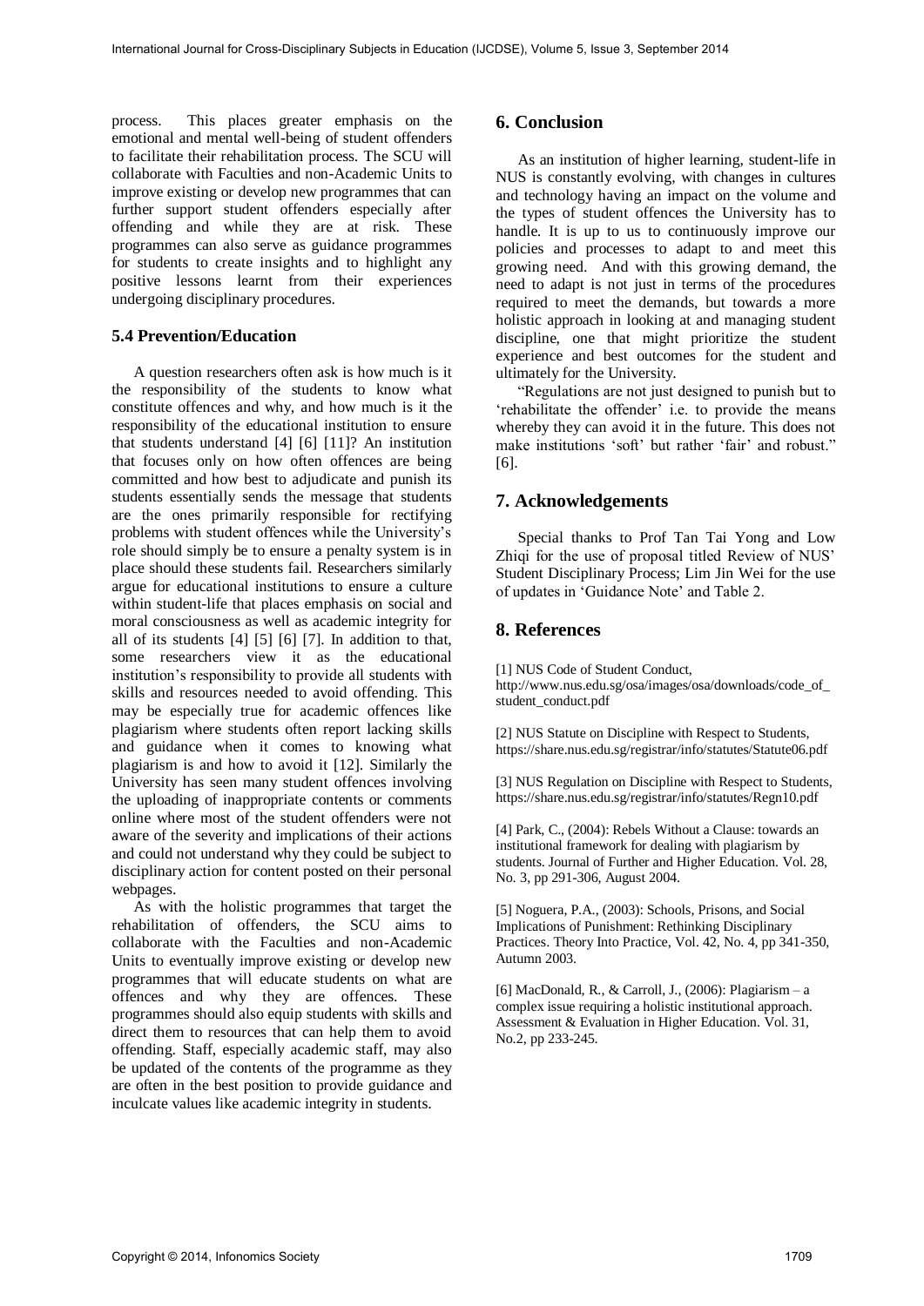process. This places greater emphasis on the emotional and mental well-being of student offenders to facilitate their rehabilitation process. The SCU will collaborate with Faculties and non-Academic Units to improve existing or develop new programmes that can further support student offenders especially after offending and while they are at risk. These programmes can also serve as guidance programmes for students to create insights and to highlight any positive lessons learnt from their experiences undergoing disciplinary procedures.

### 5.4 Prevention/Education

A question researchers often ask is how much is it the responsibility of the students to know what constitute offences and why, and how much is it the responsibility of the educational institution to ensure that students understand [4] [6] [11]? An institution that focuses only on how often offences are being committed and how best to adjudicate and punish its students essentially sends the message that students are the ones primarily responsible for rectifying problems with student offences while the University's role should simply be to ensure a penalty system is in place should these students fail. Researchers similarly argue for educational institutions to ensure a culture within student-life that places emphasis on social and moral consciousness as well as academic integrity for all of its students [4] [5] [6] [7]. In addition to that, some researchers view it as the educational institution's responsibility to provide all students with skills and resources needed to avoid offending. This may be especially true for academic offences like plagiarism where students often report lacking skills and guidance when it comes to knowing what plagiarism is and how to avoid it [12]. Similarly the University has seen many student offences involving the uploading of inappropriate contents or comments online where most of the student offenders were not aware of the severity and implications of their actions and could not understand why they could be subject to disciplinary action for content posted on their personal webpages.

As with the holistic programmes that target the rehabilitation of offenders, the SCU aims to collaborate with the Faculties and non-Academic Units to eventually improve existing or develop new programmes that will educate students on what are offences and why they are offences. These programmes should also equip students with skills and direct them to resources that can help them to avoid offending. Staff, especially academic staff, may also be updated of the contents of the programme as they are often in the best position to provide guidance and inculcate values like academic integrity in students.

## 6. Conclusion

As an institution of higher learning, student-life in NUS is constantly evolving, with changes in cultures and technology having an impact on the volume and the types of student offences the University has to handle. It is up to us to continuously improve our policies and processes to adapt to and meet this growing need. And with this growing demand, the need to adapt is not just in terms of the procedures required to meet the demands, but towards a more holistic approach in looking at and managing student discipline, one that might prioritize the student experience and best outcomes for the student and ultimately for the University.

"Regulations are not just designed to punish but to 'rehabilitate the offender' i.e. to provide the means whereby they can avoid it in the future. This does not make institutions 'soft' but rather 'fair' and robust." [6].

## 7. Acknowledgements

Special thanks to Prof Tan Tai Yong and Low Zhiqi for the use of proposal titled Review of NUS' Student Disciplinary Process; Lim Jin Wei for the use of updates in 'Guidance Note' and Table 2.

## 8. References

[1] NUS Code of Student Conduct, http://www.nus.edu.sg/osa/images/osa/downloads/code_of_student_conduct.pdf

[2] NUS Statute on Discipline with Respect to Students, https://share.nus.edu.sg/registrar/info/statutes/Statute06.pdf

[3] NUS Regulation on Discipline with Respect to Students, https://share.nus.edu.sg/registrar/info/statutes/Regn10.pdf

[4] Park, C., (2004): Rebels Without a Clause: towards an institutional framework for dealing with plagiarism by students. Journal of Further and Higher Education. Vol. 28, No. 3, pp 291-306, August 2004.

[5] Noguera, P.A., (2003): Schools, Prisons, and Social Implications of Punishment: Rethinking Disciplinary Practices. Theory Into Practice, Vol. 42, No. 4, pp 341-350, Autumn 2003.

[6] MacDonald, R., & Carroll, J., (2006): Plagiarism – a complex issue requiring a holistic institutional approach. Assessment & Evaluation in Higher Education. Vol. 31, No.2, pp 233-245.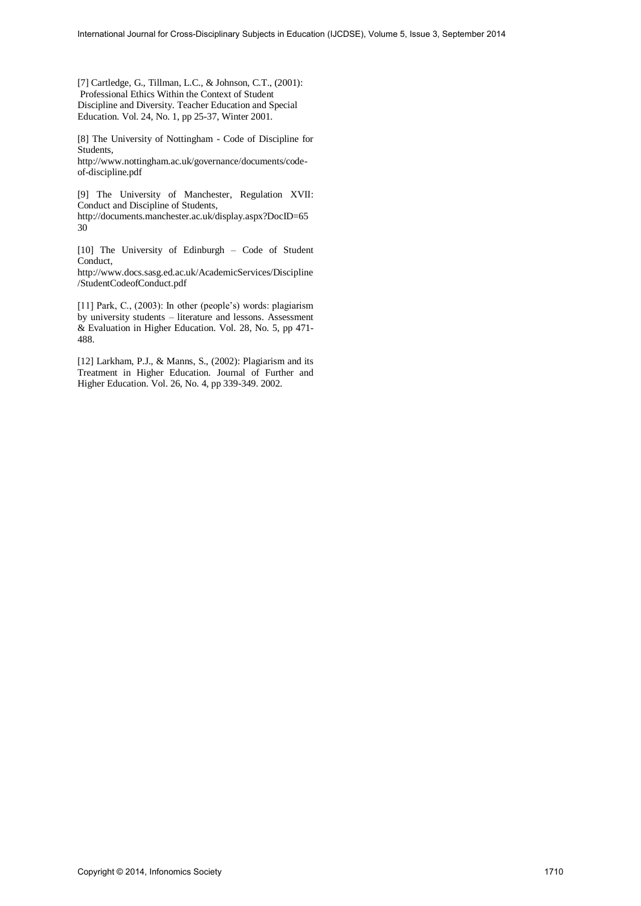[7] Cartledge, G., Tillman, L.C., & Johnson, C.T., (2001): Professional Ethics Within the Context of Student Discipline and Diversity. Teacher Education and Special Education. Vol. 24, No. 1, pp 25-37, Winter 2001.

[8] The University of Nottingham - Code of Discipline for Students, http://www.nottingham.ac.uk/governance/documents/code-of-discipline.pdf

[9] The University of Manchester, Regulation XVII: Conduct and Discipline of Students, http://documents.manchester.ac.uk/display.aspx?DocID=6530

[10] The University of Edinburgh – Code of Student Conduct, http://www.docs.sasg.ed.ac.uk/AcademicServices/Discipline/StudentCodeofConduct.pdf

[11] Park, C., (2003): In other (people's) words: plagiarism by university students – literature and lessons. Assessment & Evaluation in Higher Education. Vol. 28, No. 5, pp 471-488.

[12] Larkham, P.J., & Manns, S., (2002): Plagiarism and its Treatment in Higher Education. Journal of Further and Higher Education. Vol. 26, No. 4, pp 339-349. 2002.